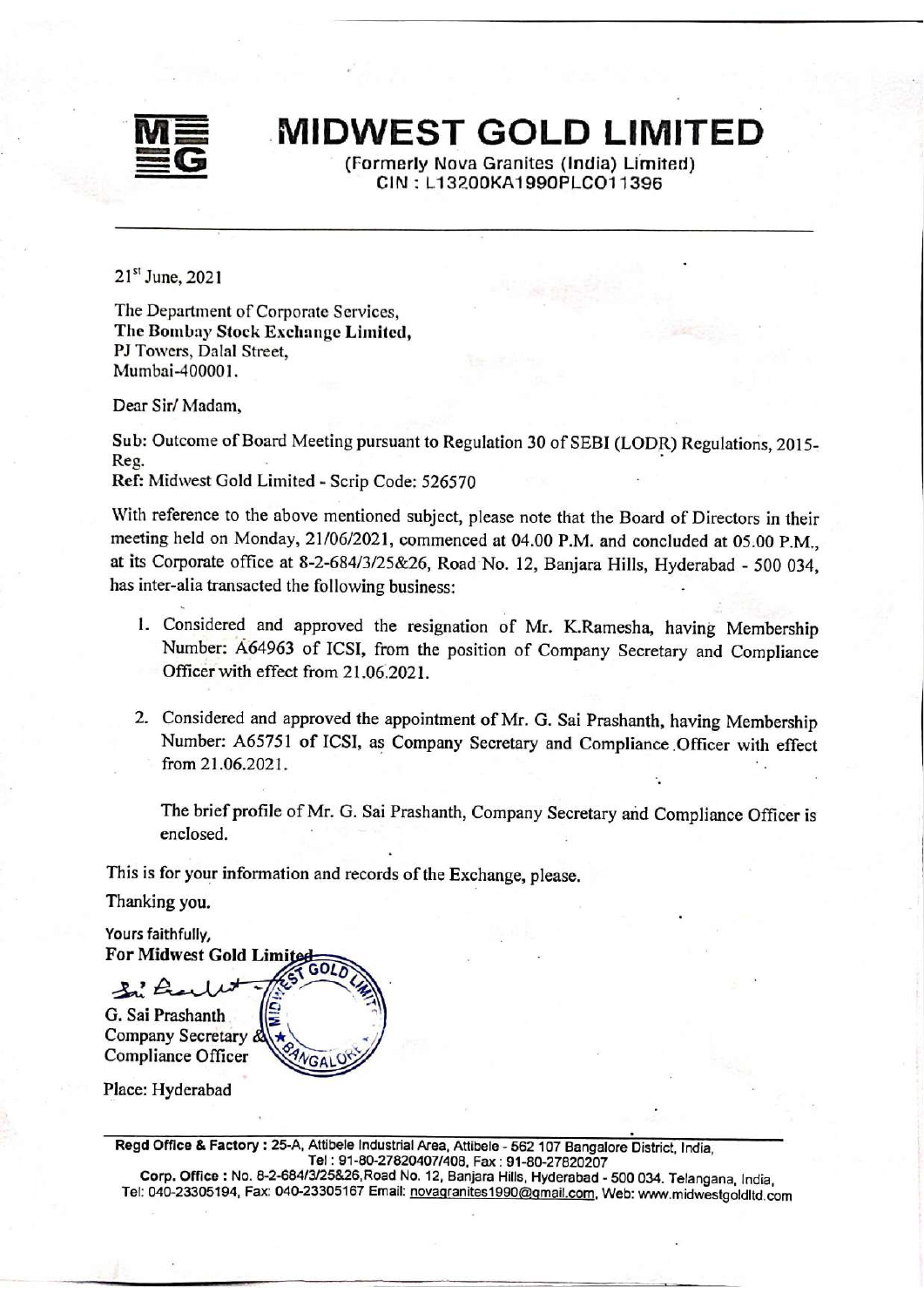# MIDWEST GOLD LIMITED

(Formerly Nova Granites (India) Limited)
CIN : L13200KA1990PLC011396

21st June, 2021

The Department of Corporate Services,
**The Bombay Stock Exchange Limited,**
PJ Towers, Dalal Street,
Mumbai-400001.

Dear Sir/ Madam,

Sub: Outcome of Board Meeting pursuant to Regulation 30 of SEBI (LODR) Regulations, 2015-Reg.
**Ref:** Midwest Gold Limited - Scrip Code: 526570

With reference to the above mentioned subject, please note that the Board of Directors in their meeting held on Monday, 21/06/2021, commenced at 04.00 P.M. and concluded at 05.00 P.M., at its Corporate office at 8-2-684/3/25&26, Road No. 12, Banjara Hills, Hyderabad - 500 034, has inter-alia transacted the following business:

1. Considered and approved the resignation of Mr. K.Ramesha, having Membership Number: A64963 of ICSI, from the position of Company Secretary and Compliance Officer with effect from 21.06.2021.

2. Considered and approved the appointment of Mr. G. Sai Prashanth, having Membership Number: A65751 of ICSI, as Company Secretary and Compliance Officer with effect from 21.06.2021.

   The brief profile of Mr. G. Sai Prashanth, Company Secretary and Compliance Officer is enclosed.

This is for your information and records of the Exchange, please.

Thanking you.

Yours faithfully,
**For Midwest Gold Limited**

G. Sai Prashanth
Company Secretary &
Compliance Officer

Place: Hyderabad

**Regd Office & Factory :** 25-A, Attibele Industrial Area, Attibele - 562 107 Bangalore District, India,
Tel : 91-80-27820407/408, Fax : 91-80-27820207
**Corp. Office :** No. 8-2-684/3/25&26,Road No. 12, Banjara Hills, Hyderabad - 500 034. Telangana, India,
Tel: 040-23305194, Fax: 040-23305167 Email: novagranites1990@gmail.com, Web: www.midwestgoldltd.com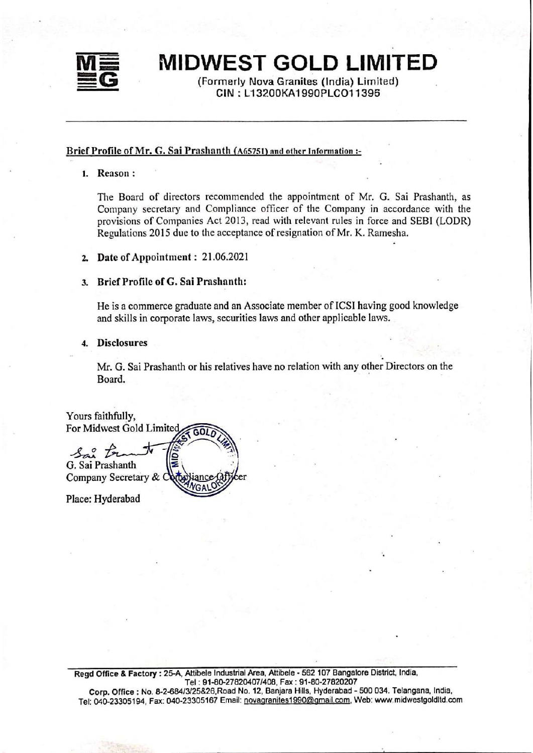# MIDWEST GOLD LIMITED

(Formerly Nova Granites (India) Limited)
CIN : L13200KA1990PLC011395

**Brief Profile of Mr. G. Sai Prashanth (A65751) and other Information :-**

1. **Reason :**

   The Board of directors recommended the appointment of Mr. G. Sai Prashanth, as Company secretary and Compliance officer of the Company in accordance with the provisions of Companies Act 2013, read with relevant rules in force and SEBI (LODR) Regulations 2015 due to the acceptance of resignation of Mr. K. Ramesha.

2. **Date of Appointment :** 21.06.2021

3. **Brief Profile of G. Sai Prashanth:**

   He is a commerce graduate and an Associate member of ICSI having good knowledge and skills in corporate laws, securities laws and other applicable laws.

4. **Disclosures**

   Mr. G. Sai Prashanth or his relatives have no relation with any other Directors on the Board.

Yours faithfully,
For Midwest Gold Limited

G. Sai Prashanth
Company Secretary & Compliance Officer

Place: Hyderabad

**Regd Office & Factory :** 25-A, Attibele Industrial Area, Attibele - 562 107 Bangalore District, India,
Tel : 91-80-27820407/408, Fax : 91-80-27820207
**Corp. Office :** No. 8-2-684/3/25&26,Road No. 12, Banjara Hills, Hyderabad - 500 034. Telangana, India,
Tel: 040-23305194, Fax: 040-23305167 Email: novagranites1990@gmail.com, Web: www.midwestgoldltd.com